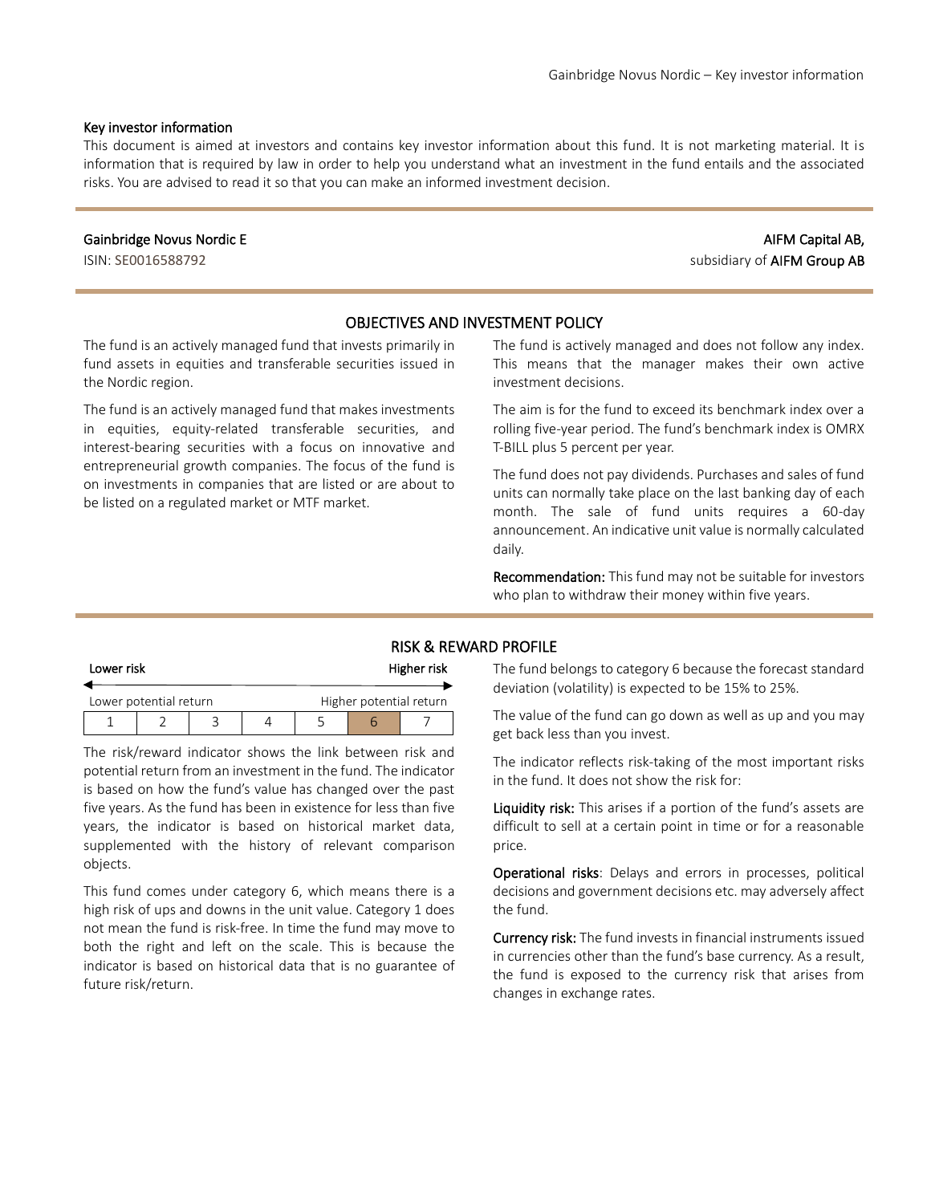## Key investor information

This document is aimed at investors and contains key investor information about this fund. It is not marketing material. It is information that is required by law in order to help you understand what an investment in the fund entails and the associated risks. You are advised to read it so that you can make an informed investment decision.

**Gainbridge Novus Nordic E**
ISIN: SE0016588792

**AIFM Capital AB,**
subsidiary of **AIFM Group AB**

## OBJECTIVES AND INVESTMENT POLICY

The fund is an actively managed fund that invests primarily in fund assets in equities and transferable securities issued in the Nordic region.

The fund is an actively managed fund that makes investments in equities, equity-related transferable securities, and interest-bearing securities with a focus on innovative and entrepreneurial growth companies. The focus of the fund is on investments in companies that are listed or are about to be listed on a regulated market or MTF market.

The fund is actively managed and does not follow any index. This means that the manager makes their own active investment decisions.

The aim is for the fund to exceed its benchmark index over a rolling five-year period. The fund's benchmark index is OMRX T-BILL plus 5 percent per year.

The fund does not pay dividends. Purchases and sales of fund units can normally take place on the last banking day of each month. The sale of fund units requires a 60-day announcement. An indicative unit value is normally calculated daily.

**Recommendation:** This fund may not be suitable for investors who plan to withdraw their money within five years.

## RISK & REWARD PROFILE

| Lower risk | | | | | | Higher risk |
|---|---|---|---|---|---|---|
| Lower potential return | | | | | | Higher potential return |
| 1 | 2 | 3 | 4 | 5 | **6** | 7 |

The risk/reward indicator shows the link between risk and potential return from an investment in the fund. The indicator is based on how the fund's value has changed over the past five years. As the fund has been in existence for less than five years, the indicator is based on historical market data, supplemented with the history of relevant comparison objects.

This fund comes under category 6, which means there is a high risk of ups and downs in the unit value. Category 1 does not mean the fund is risk-free. In time the fund may move to both the right and left on the scale. This is because the indicator is based on historical data that is no guarantee of future risk/return.

The fund belongs to category 6 because the forecast standard deviation (volatility) is expected to be 15% to 25%.

The value of the fund can go down as well as up and you may get back less than you invest.

The indicator reflects risk-taking of the most important risks in the fund. It does not show the risk for:

**Liquidity risk:** This arises if a portion of the fund's assets are difficult to sell at a certain point in time or for a reasonable price.

**Operational risks**: Delays and errors in processes, political decisions and government decisions etc. may adversely affect the fund.

**Currency risk:** The fund invests in financial instruments issued in currencies other than the fund's base currency. As a result, the fund is exposed to the currency risk that arises from changes in exchange rates.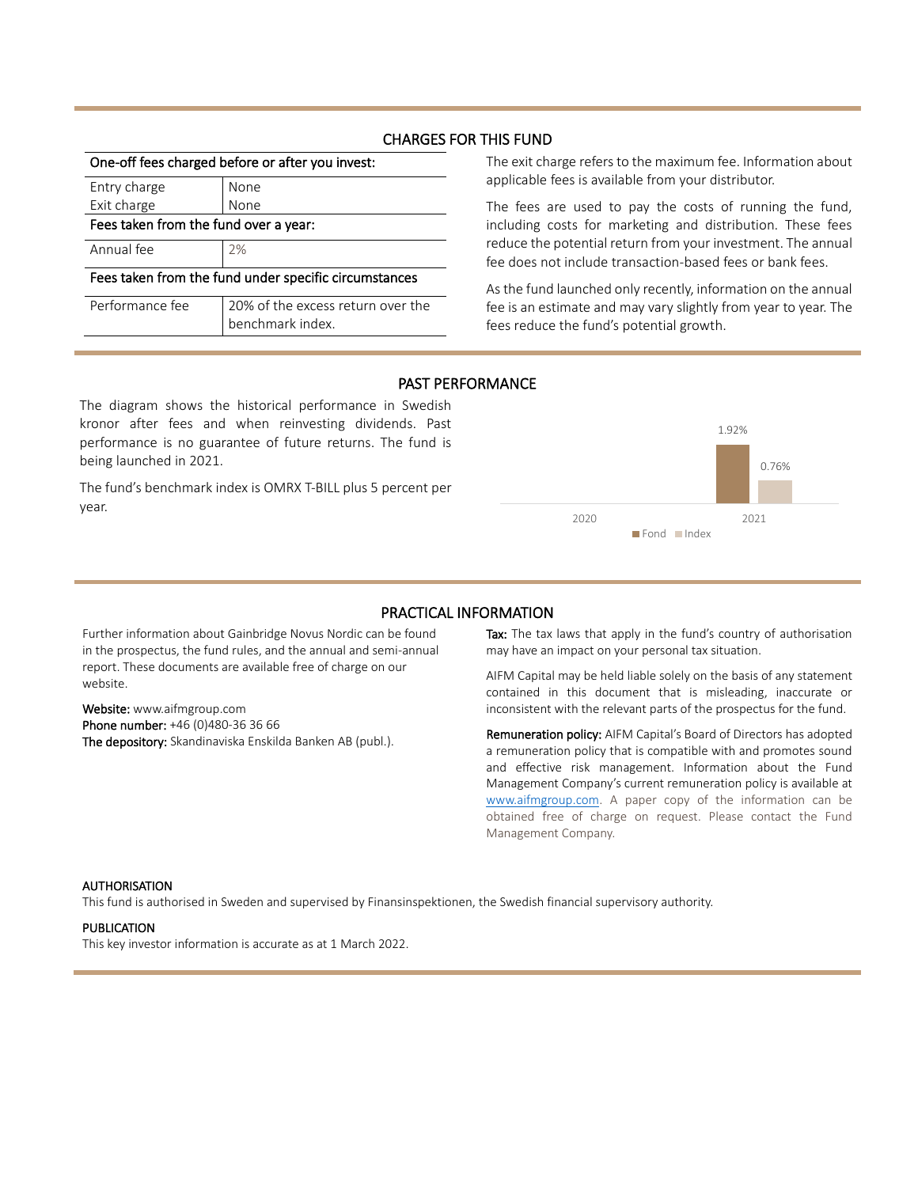## CHARGES FOR THIS FUND

| | |
|---|---|
| **One-off fees charged before or after you invest:** | |
| Entry charge | None |
| Exit charge | None |
| **Fees taken from the fund over a year:** | |
| Annual fee | 2% |
| **Fees taken from the fund under specific circumstances** | |
| Performance fee | 20% of the excess return over the benchmark index. |

The exit charge refers to the maximum fee. Information about applicable fees is available from your distributor.

The fees are used to pay the costs of running the fund, including costs for marketing and distribution. These fees reduce the potential return from your investment. The annual fee does not include transaction-based fees or bank fees.

As the fund launched only recently, information on the annual fee is an estimate and may vary slightly from year to year. The fees reduce the fund's potential growth.

## PAST PERFORMANCE

The diagram shows the historical performance in Swedish kronor after fees and when reinvesting dividends. Past performance is no guarantee of future returns. The fund is being launched in 2021.

The fund's benchmark index is OMRX T-BILL plus 5 percent per year.

1.92%
0.76%
2020
2021
Fond
Index

## PRACTICAL INFORMATION

Further information about Gainbridge Novus Nordic can be found in the prospectus, the fund rules, and the annual and semi-annual report. These documents are available free of charge on our website.

**Website:** www.aifmgroup.com
**Phone number:** +46 (0)480-36 36 66
**The depository:** Skandinaviska Enskilda Banken AB (publ.).

**Tax:** The tax laws that apply in the fund's country of authorisation may have an impact on your personal tax situation.

AIFM Capital may be held liable solely on the basis of any statement contained in this document that is misleading, inaccurate or inconsistent with the relevant parts of the prospectus for the fund.

**Remuneration policy:** AIFM Capital's Board of Directors has adopted a remuneration policy that is compatible with and promotes sound and effective risk management. Information about the Fund Management Company's current remuneration policy is available at www.aifmgroup.com. A paper copy of the information can be obtained free of charge on request. Please contact the Fund Management Company.

### AUTHORISATION

This fund is authorised in Sweden and supervised by Finansinspektionen, the Swedish financial supervisory authority.

### PUBLICATION

This key investor information is accurate as at 1 March 2022.